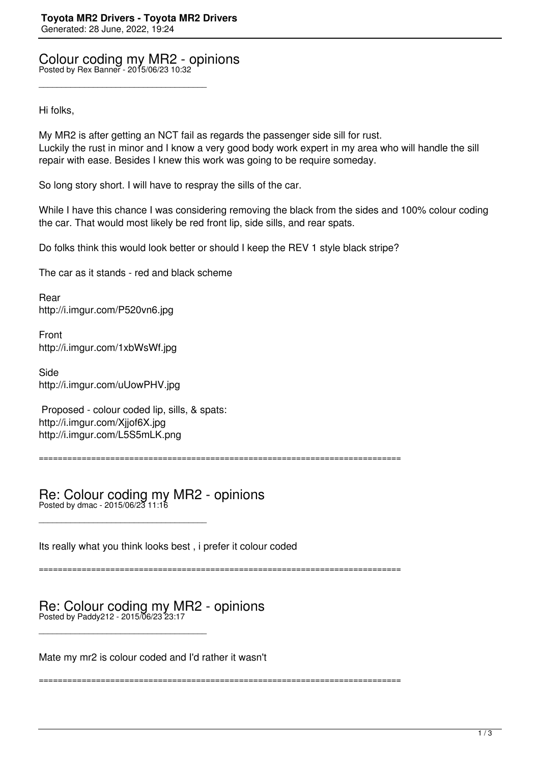# Colour coding my MR2 - opinions

Posted by Rex Banner - 2015/06/23 10:32

---

Hi folks,

My MR2 is after getting an NCT fail as regards the passenger side sill for rust.
Luckily the rust in minor and I know a very good body work expert in my area who will handle the sill repair with ease. Besides I knew this work was going to be require someday.

So long story short. I will have to respray the sills of the car.

While I have this chance I was considering removing the black from the sides and 100% colour coding the car. That would most likely be red front lip, side sills, and rear spats.

Do folks think this would look better or should I keep the REV 1 style black stripe?

The car as it stands - red and black scheme

Rear
http://i.imgur.com/P520vn6.jpg

Front
http://i.imgur.com/1xbWsWf.jpg

Side
http://i.imgur.com/uUowPHV.jpg

Proposed - colour coded lip, sills, & spats:
http://i.imgur.com/Xjjof6X.jpg
http://i.imgur.com/L5S5mLK.png

============================================================================

# Re: Colour coding my MR2 - opinions

Posted by dmac - 2015/06/23 11:16

---

Its really what you think looks best , i prefer it colour coded

============================================================================

# Re: Colour coding my MR2 - opinions

Posted by Paddy212 - 2015/06/23 23:17

---

Mate my mr2 is colour coded and I'd rather it wasn't

============================================================================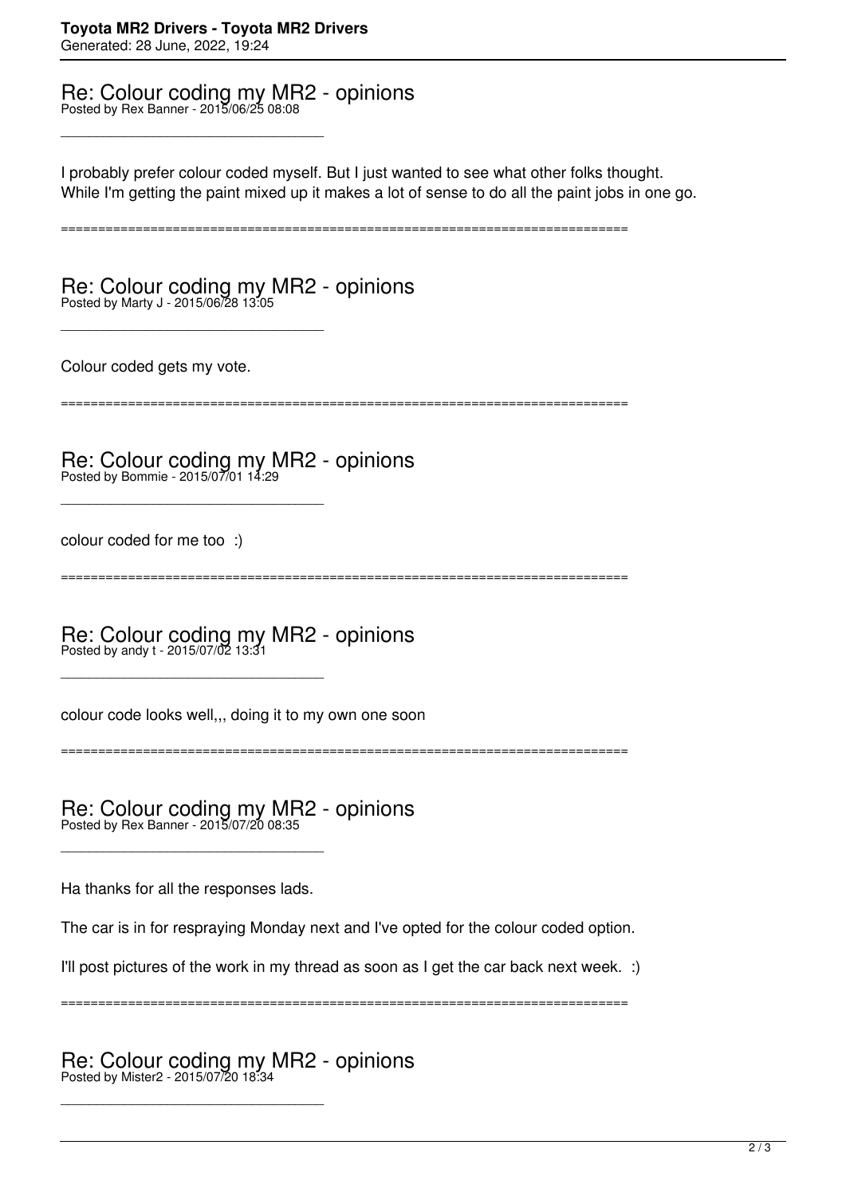## Re: Colour coding my MR2 - opinions
Posted by Rex Banner - 2015/06/25 08:08

---

I probably prefer colour coded myself. But I just wanted to see what other folks thought.
While I'm getting the paint mixed up it makes a lot of sense to do all the paint jobs in one go.

============================================================================

## Re: Colour coding my MR2 - opinions
Posted by Marty J - 2015/06/28 13:05

---

Colour coded gets my vote.

============================================================================

## Re: Colour coding my MR2 - opinions
Posted by Bommie - 2015/07/01 14:29

---

colour coded for me too :)

============================================================================

## Re: Colour coding my MR2 - opinions
Posted by andy t - 2015/07/02 13:31

---

colour code looks well,,, doing it to my own one soon

============================================================================

## Re: Colour coding my MR2 - opinions
Posted by Rex Banner - 2015/07/20 08:35

---

Ha thanks for all the responses lads.

The car is in for respraying Monday next and I've opted for the colour coded option.

I'll post pictures of the work in my thread as soon as I get the car back next week. :)

============================================================================

## Re: Colour coding my MR2 - opinions
Posted by Mister2 - 2015/07/20 18:34

---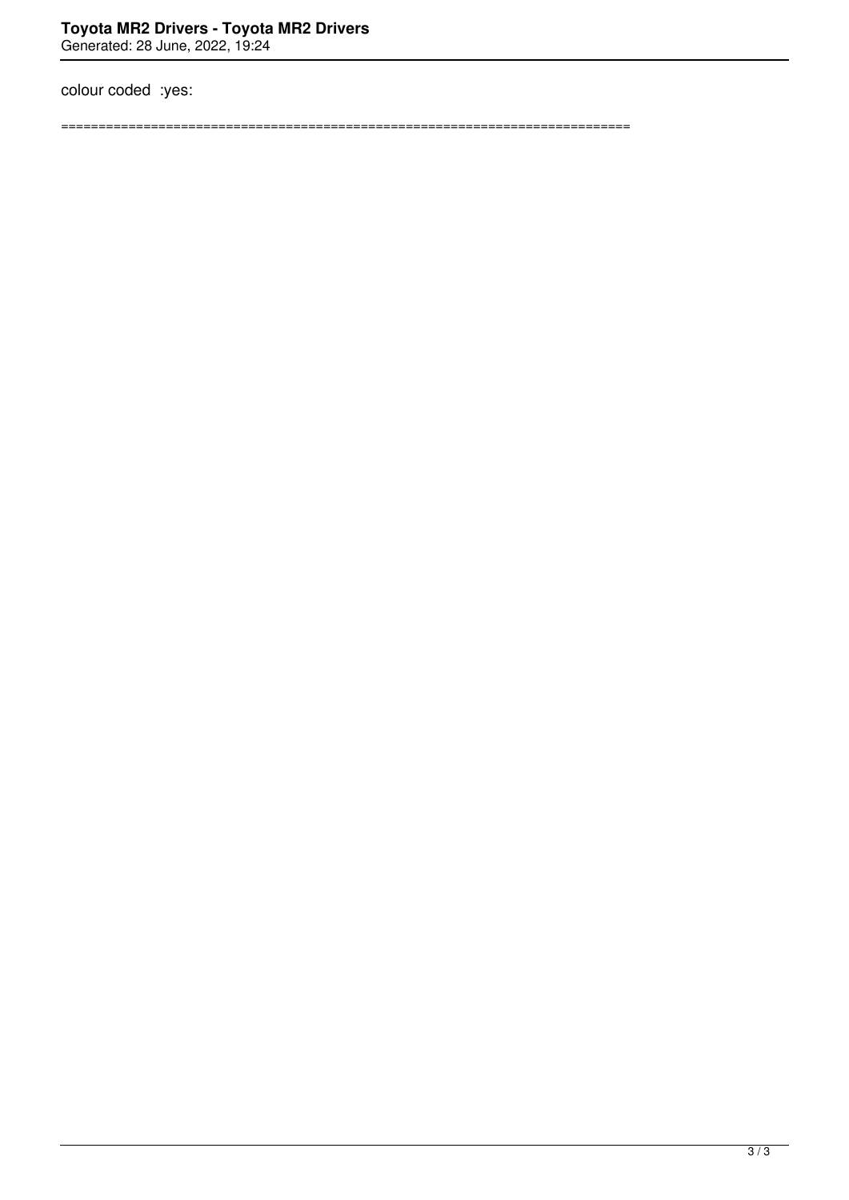colour coded :yes:

============================================================================